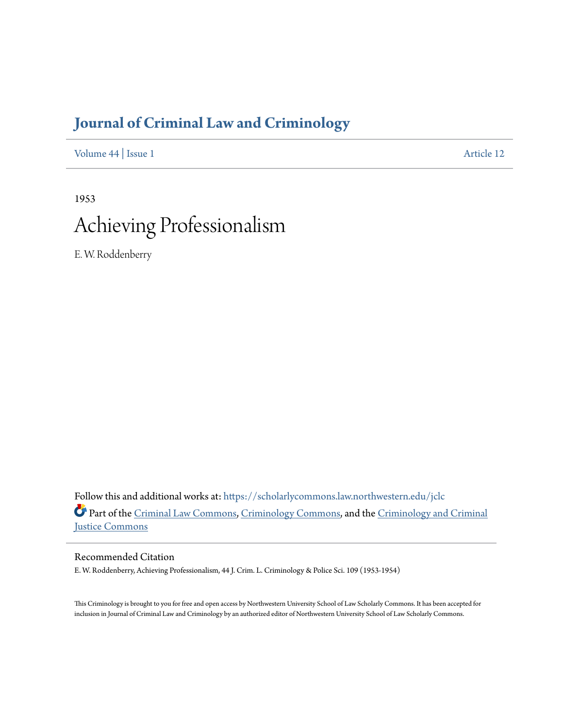# Journal of Criminal Law and Criminology

Volume 44 | Issue 1 Article 12

1953

# Achieving Professionalism

E. W. Roddenberry

Follow this and additional works at: https://scholarlycommons.law.northwestern.edu/jclc

Part of the Criminal Law Commons, Criminology Commons, and the Criminology and Criminal Justice Commons

## Recommended Citation

E. W. Roddenberry, Achieving Professionalism, 44 J. Crim. L. Criminology & Police Sci. 109 (1953-1954)

This Criminology is brought to you for free and open access by Northwestern University School of Law Scholarly Commons. It has been accepted for inclusion in Journal of Criminal Law and Criminology by an authorized editor of Northwestern University School of Law Scholarly Commons.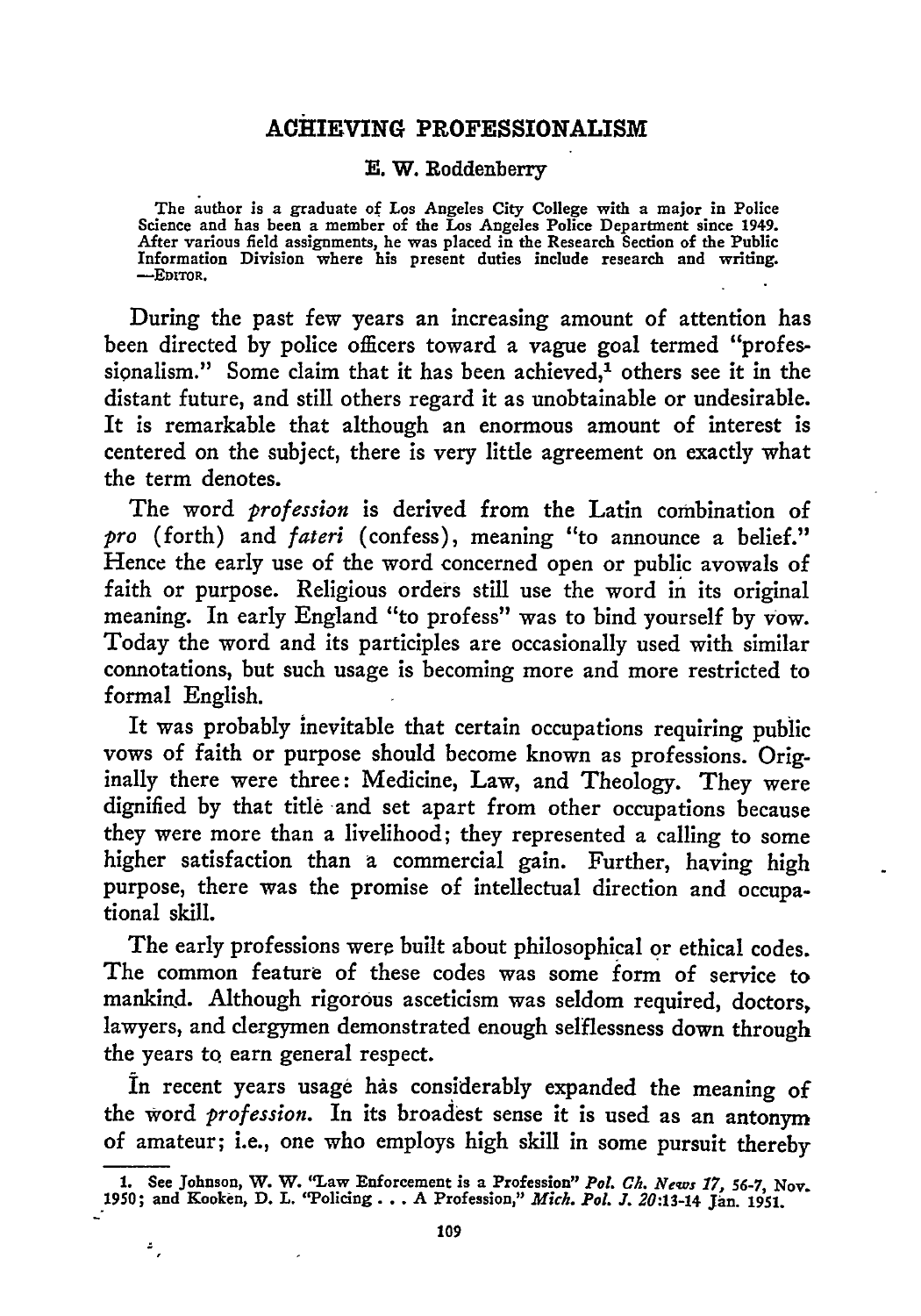# ACHIEVING PROFESSIONALISM

E. W. Roddenberry

The author is a graduate of Los Angeles City College with a major in Police Science and has been a member of the Los Angeles Police Department since 1949. After various field assignments, he was placed in the Research Section of the Public Information Division where his present duties include research and writing. —EDITOR.

During the past few years an increasing amount of attention has been directed by police officers toward a vague goal termed "professionalism." Some claim that it has been achieved,[1] others see it in the distant future, and still others regard it as unobtainable or undesirable. It is remarkable that although an enormous amount of interest is centered on the subject, there is very little agreement on exactly what the term denotes.

The word *profession* is derived from the Latin combination of *pro* (forth) and *fateri* (confess), meaning "to announce a belief." Hence the early use of the word concerned open or public avowals of faith or purpose. Religious orders still use the word in its original meaning. In early England "to profess" was to bind yourself by vow. Today the word and its participles are occasionally used with similar connotations, but such usage is becoming more and more restricted to formal English.

It was probably inevitable that certain occupations requiring public vows of faith or purpose should become known as professions. Originally there were three: Medicine, Law, and Theology. They were dignified by that title and set apart from other occupations because they were more than a livelihood; they represented a calling to some higher satisfaction than a commercial gain. Further, having high purpose, there was the promise of intellectual direction and occupational skill.

The early professions were built about philosophical or ethical codes. The common feature of these codes was some form of service to mankind. Although rigorous asceticism was seldom required, doctors, lawyers, and clergymen demonstrated enough selflessness down through the years to earn general respect.

In recent years usage has considerably expanded the meaning of the word *profession*. In its broadest sense it is used as an antonym of amateur; i.e., one who employs high skill in some pursuit thereby

---

1. See Johnson, W. W. "Law Enforcement is a Profession" *Pol. Ch. News 17*, 56-7, Nov. 1950; and Kooken, D. L. "Policing . . . A Profession," *Mich. Pol. J. 20*:13-14 Jan. 1951.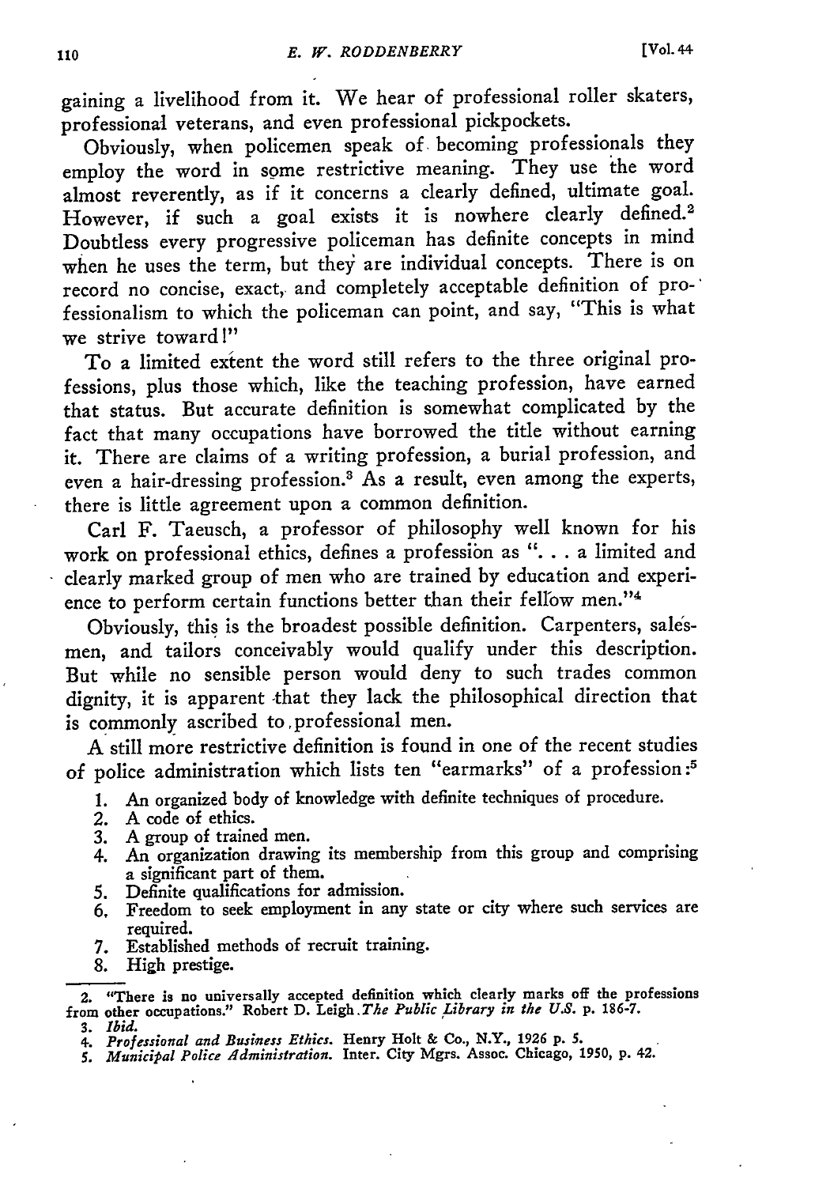gaining a livelihood from it. We hear of professional roller skaters, professional veterans, and even professional pickpockets.

Obviously, when policemen speak of becoming professionals they employ the word in some restrictive meaning. They use the word almost reverently, as if it concerns a clearly defined, ultimate goal. However, if such a goal exists it is nowhere clearly defined.[2] Doubtless every progressive policeman has definite concepts in mind when he uses the term, but they are individual concepts. There is on record no concise, exact, and completely acceptable definition of professionalism to which the policeman can point, and say, "This is what we strive toward!"

To a limited extent the word still refers to the three original professions, plus those which, like the teaching profession, have earned that status. But accurate definition is somewhat complicated by the fact that many occupations have borrowed the title without earning it. There are claims of a writing profession, a burial profession, and even a hair-dressing profession.[3] As a result, even among the experts, there is little agreement upon a common definition.

Carl F. Taeusch, a professor of philosophy well known for his work on professional ethics, defines a profession as ". . . a limited and clearly marked group of men who are trained by education and experience to perform certain functions better than their fellow men."[4]

Obviously, this is the broadest possible definition. Carpenters, salesmen, and tailors conceivably would qualify under this description. But while no sensible person would deny to such trades common dignity, it is apparent that they lack the philosophical direction that is commonly ascribed to professional men.

A still more restrictive definition is found in one of the recent studies of police administration which lists ten "earmarks" of a profession:[5]

1. An organized body of knowledge with definite techniques of procedure.
2. A code of ethics.
3. A group of trained men.
4. An organization drawing its membership from this group and comprising a significant part of them.
5. Definite qualifications for admission.
6. Freedom to seek employment in any state or city where such services are required.
7. Established methods of recruit training.
8. High prestige.

---

2. "There is no universally accepted definition which clearly marks off the professions from other occupations." Robert D. Leigh. *The Public Library in the U.S.* p. 186-7.
3. *Ibid.*
4. *Professional and Business Ethics.* Henry Holt & Co., N.Y., 1926 p. 5.
5. *Municipal Police Administration.* Inter. City Mgrs. Assoc. Chicago, 1950, p. 42.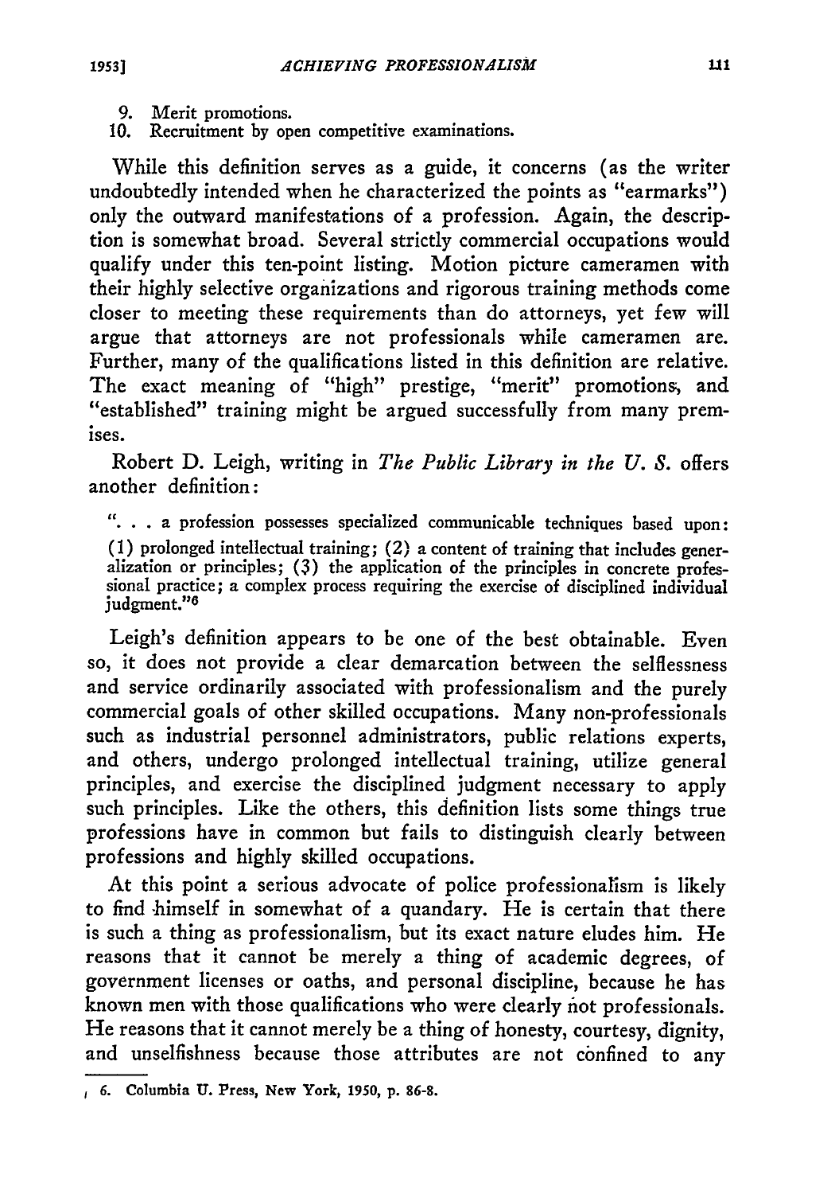9. Merit promotions.
10. Recruitment by open competitive examinations.

While this definition serves as a guide, it concerns (as the writer undoubtedly intended when he characterized the points as "earmarks") only the outward manifestations of a profession. Again, the description is somewhat broad. Several strictly commercial occupations would qualify under this ten-point listing. Motion picture cameramen with their highly selective organizations and rigorous training methods come closer to meeting these requirements than do attorneys, yet few will argue that attorneys are not professionals while cameramen are. Further, many of the qualifications listed in this definition are relative. The exact meaning of "high" prestige, "merit" promotions, and "established" training might be argued successfully from many premises.

Robert D. Leigh, writing in *The Public Library in the U. S.* offers another definition:

> ". . . a profession possesses specialized communicable techniques based upon: (1) prolonged intellectual training; (2) a content of training that includes generalization or principles; (3) the application of the principles in concrete professional practice; a complex process requiring the exercise of disciplined individual judgment."[6]

Leigh's definition appears to be one of the best obtainable. Even so, it does not provide a clear demarcation between the selflessness and service ordinarily associated with professionalism and the purely commercial goals of other skilled occupations. Many non-professionals such as industrial personnel administrators, public relations experts, and others, undergo prolonged intellectual training, utilize general principles, and exercise the disciplined judgment necessary to apply such principles. Like the others, this definition lists some things true professions have in common but fails to distinguish clearly between professions and highly skilled occupations.

At this point a serious advocate of police professionalism is likely to find himself in somewhat of a quandary. He is certain that there is such a thing as professionalism, but its exact nature eludes him. He reasons that it cannot be merely a thing of academic degrees, of government licenses or oaths, and personal discipline, because he has known men with those qualifications who were clearly not professionals. He reasons that it cannot merely be a thing of honesty, courtesy, dignity, and unselfishness because those attributes are not confined to any

---

6. Columbia U. Press, New York, 1950, p. 86-8.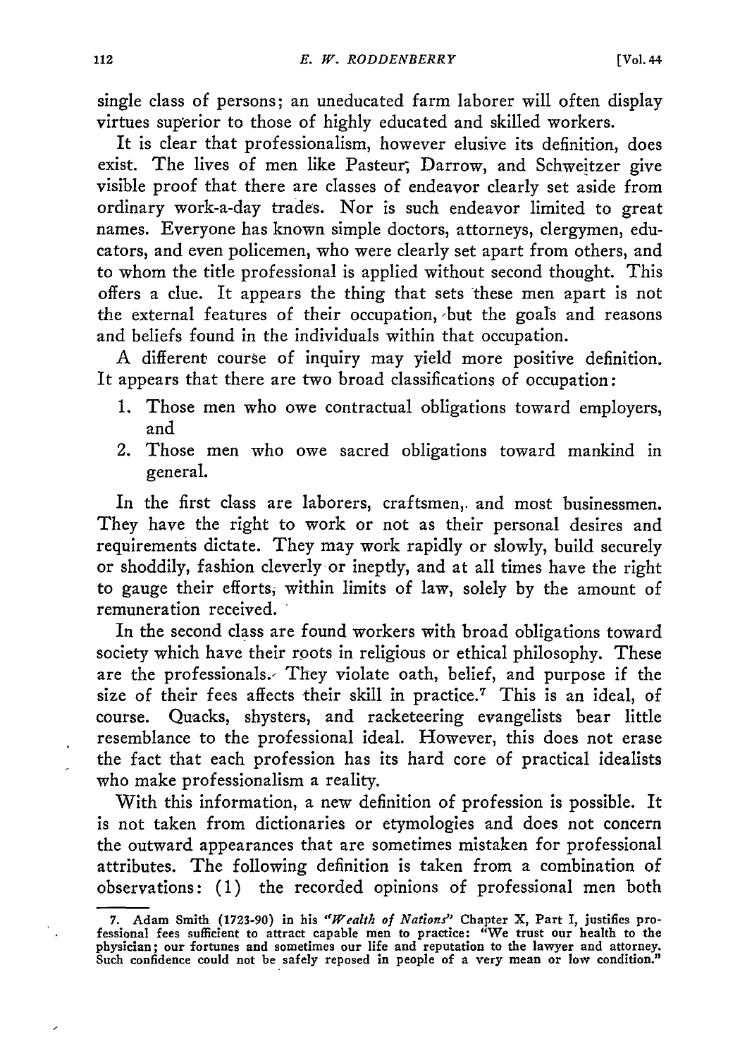single class of persons; an uneducated farm laborer will often display virtues superior to those of highly educated and skilled workers.

It is clear that professionalism, however elusive its definition, does exist. The lives of men like Pasteur, Darrow, and Schweitzer give visible proof that there are classes of endeavor clearly set aside from ordinary work-a-day trades. Nor is such endeavor limited to great names. Everyone has known simple doctors, attorneys, clergymen, educators, and even policemen, who were clearly set apart from others, and to whom the title professional is applied without second thought. This offers a clue. It appears the thing that sets these men apart is not the external features of their occupation, but the goals and reasons and beliefs found in the individuals within that occupation.

A different course of inquiry may yield more positive definition. It appears that there are two broad classifications of occupation:

1. Those men who owe contractual obligations toward employers, and
2. Those men who owe sacred obligations toward mankind in general.

In the first class are laborers, craftsmen, and most businessmen. They have the right to work or not as their personal desires and requirements dictate. They may work rapidly or slowly, build securely or shoddily, fashion cleverly or ineptly, and at all times have the right to gauge their efforts, within limits of law, solely by the amount of remuneration received.

In the second class are found workers with broad obligations toward society which have their roots in religious or ethical philosophy. These are the professionals. They violate oath, belief, and purpose if the size of their fees affects their skill in practice.[7] This is an ideal, of course. Quacks, shysters, and racketeering evangelists bear little resemblance to the professional ideal. However, this does not erase the fact that each profession has its hard core of practical idealists who make professionalism a reality.

With this information, a new definition of profession is possible. It is not taken from dictionaries or etymologies and does not concern the outward appearances that are sometimes mistaken for professional attributes. The following definition is taken from a combination of observations: (1) the recorded opinions of professional men both

---

7. Adam Smith (1723-90) in his *"Wealth of Nations"* Chapter X, Part I, justifies professional fees sufficient to attract capable men to practice: "We trust our health to the physician; our fortunes and sometimes our life and reputation to the lawyer and attorney. Such confidence could not be safely reposed in people of a very mean or low condition."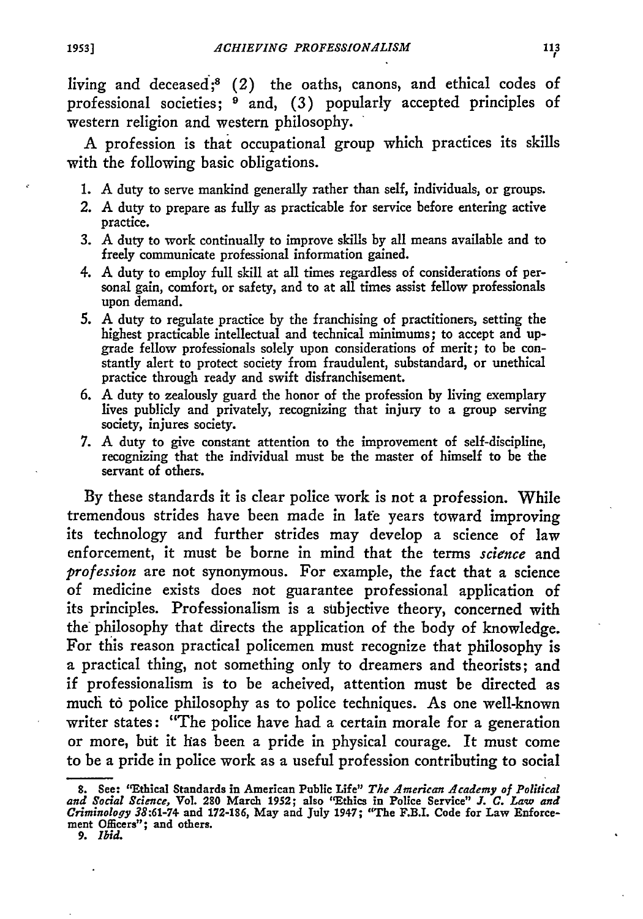living and deceased;[8] (2) the oaths, canons, and ethical codes of professional societies; [9] and, (3) popularly accepted principles of western religion and western philosophy.

A profession is that occupational group which practices its skills with the following basic obligations.

1. A duty to serve mankind generally rather than self, individuals, or groups.
2. A duty to prepare as fully as practicable for service before entering active practice.
3. A duty to work continually to improve skills by all means available and to freely communicate professional information gained.
4. A duty to employ full skill at all times regardless of considerations of personal gain, comfort, or safety, and to at all times assist fellow professionals upon demand.
5. A duty to regulate practice by the franchising of practitioners, setting the highest practicable intellectual and technical minimums; to accept and upgrade fellow professionals solely upon considerations of merit; to be constantly alert to protect society from fraudulent, substandard, or unethical practice through ready and swift disfranchisement.
6. A duty to zealously guard the honor of the profession by living exemplary lives publicly and privately, recognizing that injury to a group serving society, injures society.
7. A duty to give constant attention to the improvement of self-discipline, recognizing that the individual must be the master of himself to be the servant of others.

By these standards it is clear police work is not a profession. While tremendous strides have been made in late years toward improving its technology and further strides may develop a science of law enforcement, it must be borne in mind that the terms *science* and *profession* are not synonymous. For example, the fact that a science of medicine exists does not guarantee professional application of its principles. Professionalism is a subjective theory, concerned with the philosophy that directs the application of the body of knowledge. For this reason practical policemen must recognize that philosophy is a practical thing, not something only to dreamers and theorists; and if professionalism is to be acheived, attention must be directed as much to police philosophy as to police techniques. As one well-known writer states: "The police have had a certain morale for a generation or more, but it has been a pride in physical courage. It must come to be a pride in police work as a useful profession contributing to social

8. See: "Ethical Standards in American Public Life" *The American Academy of Political and Social Science*, Vol. 280 March 1952; also "Ethics in Police Service" *J. C. Law and Criminology 38*:61-74 and 172-186, May and July 1947; "The F.B.I. Code for Law Enforcement Officers"; and others.

9. *Ibid.*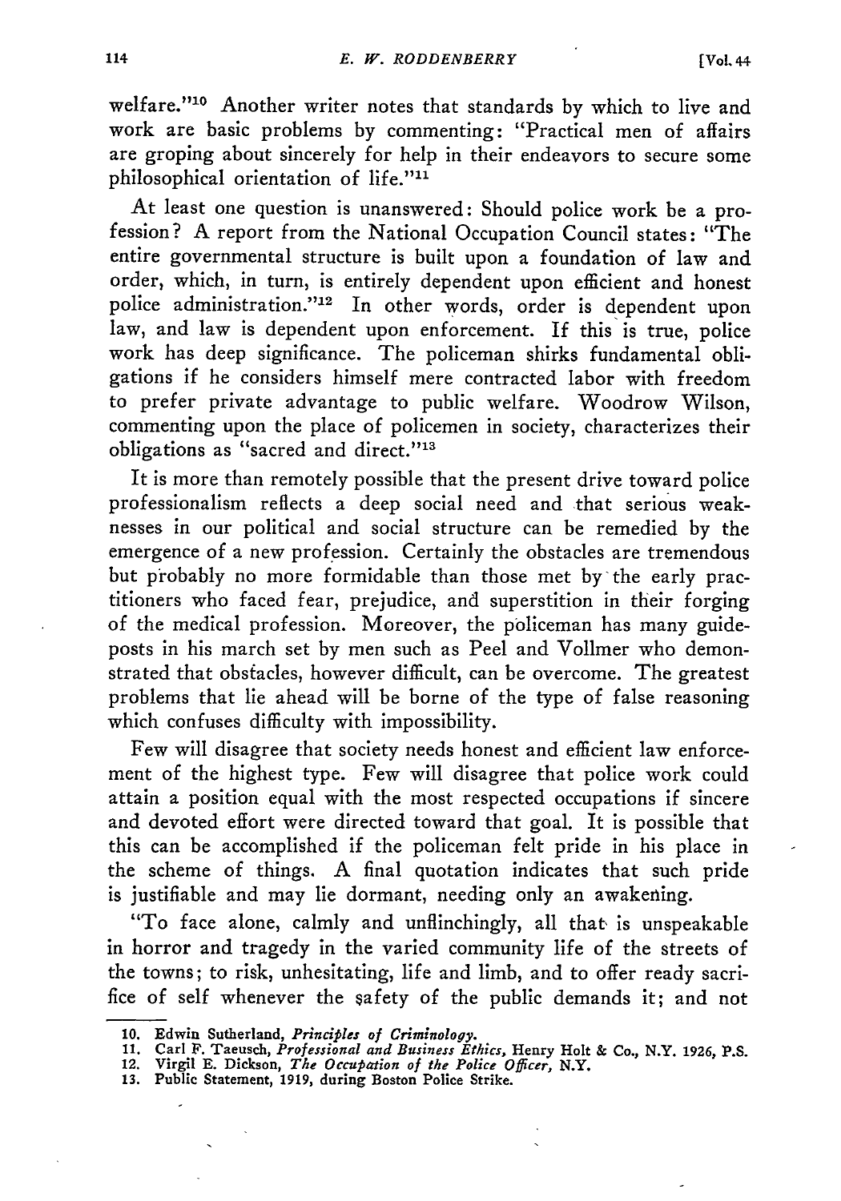welfare."[10] Another writer notes that standards by which to live and work are basic problems by commenting: "Practical men of affairs are groping about sincerely for help in their endeavors to secure some philosophical orientation of life."[11]

At least one question is unanswered: Should police work be a profession? A report from the National Occupation Council states: "The entire governmental structure is built upon a foundation of law and order, which, in turn, is entirely dependent upon efficient and honest police administration."[12] In other words, order is dependent upon law, and law is dependent upon enforcement. If this is true, police work has deep significance. The policeman shirks fundamental obligations if he considers himself mere contracted labor with freedom to prefer private advantage to public welfare. Woodrow Wilson, commenting upon the place of policemen in society, characterizes their obligations as "sacred and direct."[13]

It is more than remotely possible that the present drive toward police professionalism reflects a deep social need and that serious weaknesses in our political and social structure can be remedied by the emergence of a new profession. Certainly the obstacles are tremendous but probably no more formidable than those met by the early practitioners who faced fear, prejudice, and superstition in their forging of the medical profession. Moreover, the policeman has many guideposts in his march set by men such as Peel and Vollmer who demonstrated that obstacles, however difficult, can be overcome. The greatest problems that lie ahead will be borne of the type of false reasoning which confuses difficulty with impossibility.

Few will disagree that society needs honest and efficient law enforcement of the highest type. Few will disagree that police work could attain a position equal with the most respected occupations if sincere and devoted effort were directed toward that goal. It is possible that this can be accomplished if the policeman felt pride in his place in the scheme of things. A final quotation indicates that such pride is justifiable and may lie dormant, needing only an awakening.

"To face alone, calmly and unflinchingly, all that is unspeakable in horror and tragedy in the varied community life of the streets of the towns; to risk, unhesitating, life and limb, and to offer ready sacrifice of self whenever the safety of the public demands it; and not

---

10. Edwin Sutherland, *Principles of Criminology.*
11. Carl F. Taeusch, *Professional and Business Ethics,* Henry Holt & Co., N.Y. 1926, P.S.
12. Virgil E. Dickson, *The Occupation of the Police Officer,* N.Y.
13. Public Statement, 1919, during Boston Police Strike.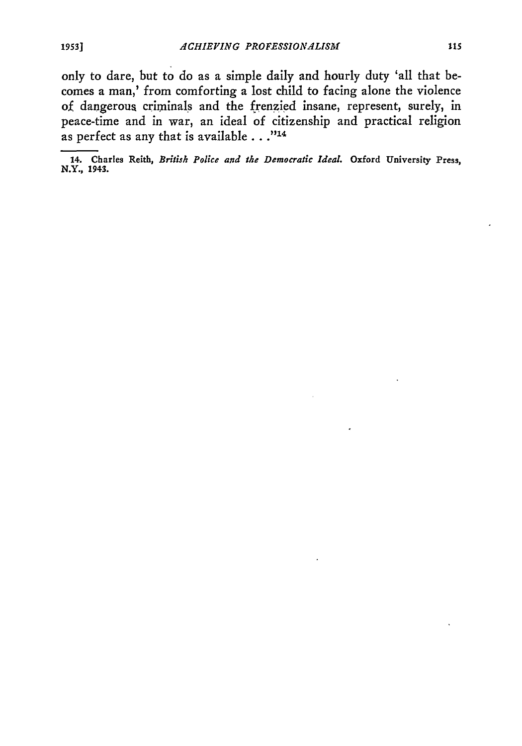only to dare, but to do as a simple daily and hourly duty 'all that becomes a man,' from comforting a lost child to facing alone the violence of dangerous criminals and the frenzied insane, represent, surely, in peace-time and in war, an ideal of citizenship and practical religion as perfect as any that is available . . ."[14]

---

14. Charles Reith, *British Police and the Democratic Ideal.* Oxford University Press, N.Y., 1943.